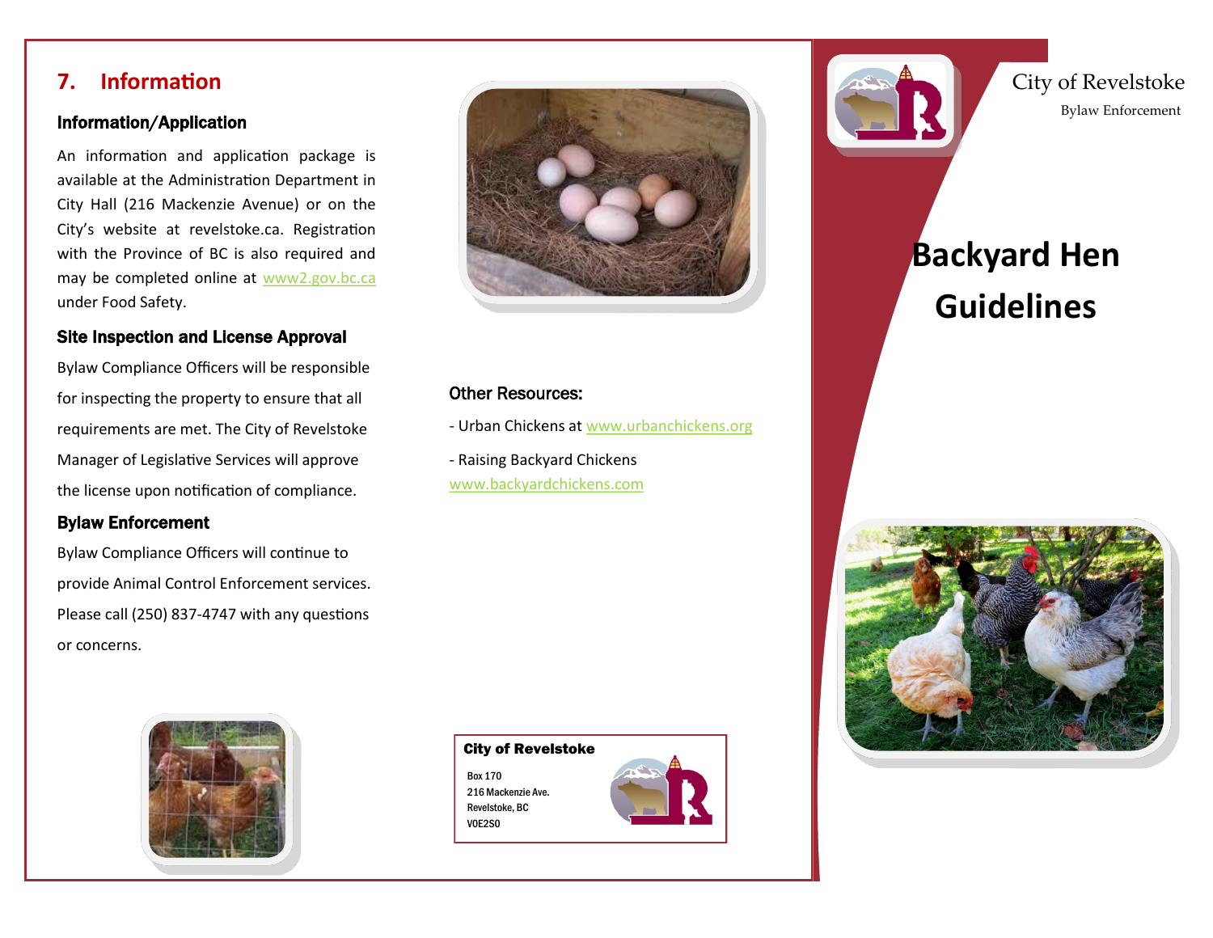## 7. Information

### Information/Application

An information and application package is available at the Administration Department in City Hall (216 Mackenzie Avenue) or on the City's website at revelstoke.ca. Registration with the Province of BC is also required and may be completed online at www2.gov.bc.ca under Food Safety.

### Site Inspection and License Approval

Bylaw Compliance Officers will be responsible for inspecting the property to ensure that all requirements are met. The City of Revelstoke Manager of Legislative Services will approve the license upon notification of compliance.

### Bylaw Enforcement

Bylaw Compliance Officers will continue to provide Animal Control Enforcement services. Please call (250) 837-4747 with any questions or concerns.

### Other Resources:

- Urban Chickens at www.urbanchickens.org
- Raising Backyard Chickens www.backyardchickens.com

**City of Revelstoke**

Box 170
216 Mackenzie Ave.
Revelstoke, BC
V0E2S0

City of Revelstoke

Bylaw Enforcement

# Backyard Hen Guidelines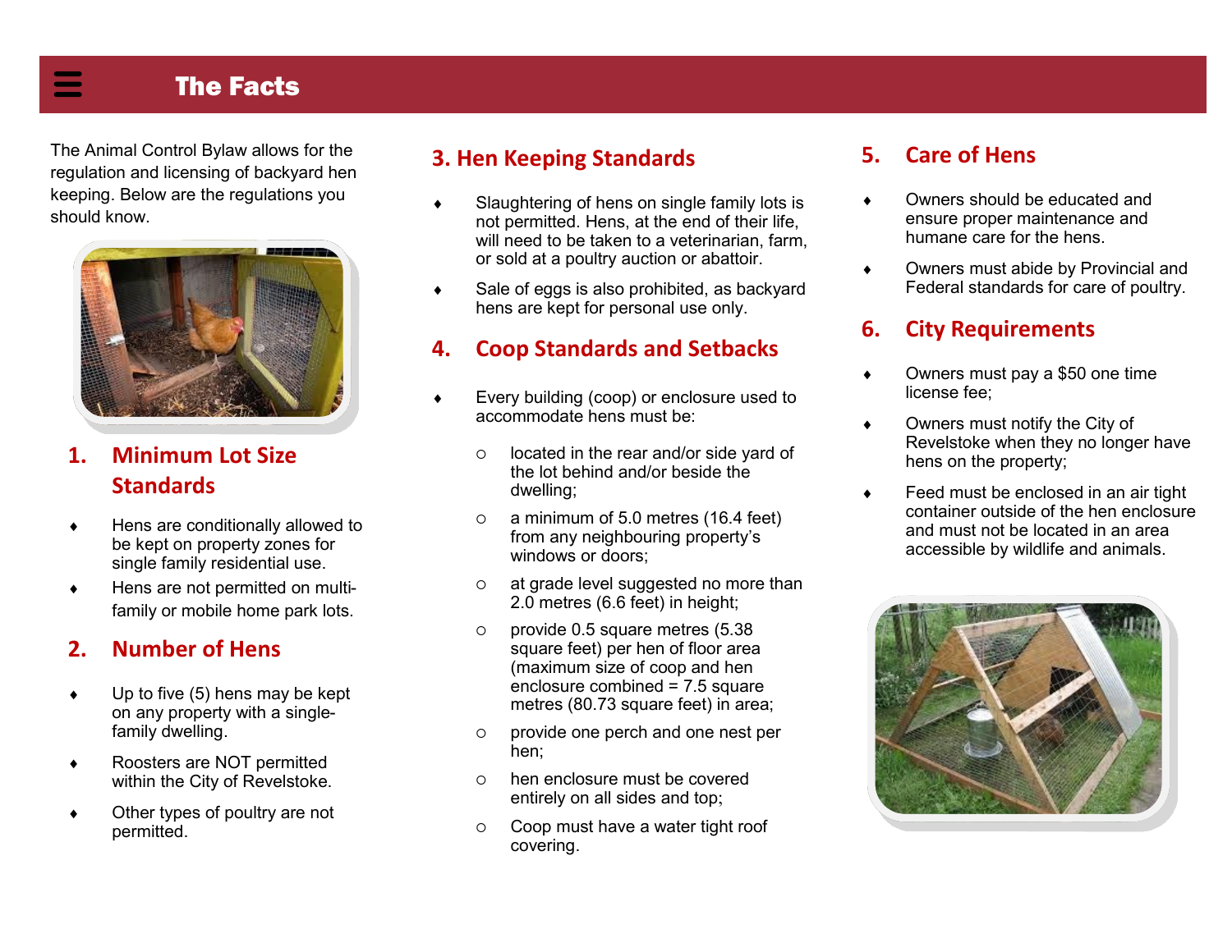# The Facts

The Animal Control Bylaw allows for the regulation and licensing of backyard hen keeping. Below are the regulations you should know.

## 1. Minimum Lot Size Standards

- Hens are conditionally allowed to be kept on property zones for single family residential use.
- Hens are not permitted on multi-family or mobile home park lots.

## 2. Number of Hens

- Up to five (5) hens may be kept on any property with a single-family dwelling.
- Roosters are NOT permitted within the City of Revelstoke.
- Other types of poultry are not permitted.

## 3. Hen Keeping Standards

- Slaughtering of hens on single family lots is not permitted. Hens, at the end of their life, will need to be taken to a veterinarian, farm, or sold at a poultry auction or abattoir.
- Sale of eggs is also prohibited, as backyard hens are kept for personal use only.

## 4. Coop Standards and Setbacks

- Every building (coop) or enclosure used to accommodate hens must be:
  - located in the rear and/or side yard of the lot behind and/or beside the dwelling;
  - a minimum of 5.0 metres (16.4 feet) from any neighbouring property's windows or doors;
  - at grade level suggested no more than 2.0 metres (6.6 feet) in height;
  - provide 0.5 square metres (5.38 square feet) per hen of floor area (maximum size of coop and hen enclosure combined = 7.5 square metres (80.73 square feet) in area;
  - provide one perch and one nest per hen;
  - hen enclosure must be covered entirely on all sides and top;
  - Coop must have a water tight roof covering.

## 5. Care of Hens

- Owners should be educated and ensure proper maintenance and humane care for the hens.
- Owners must abide by Provincial and Federal standards for care of poultry.

## 6. City Requirements

- Owners must pay a $50 one time license fee;
- Owners must notify the City of Revelstoke when they no longer have hens on the property;
- Feed must be enclosed in an air tight container outside of the hen enclosure and must not be located in an area accessible by wildlife and animals.